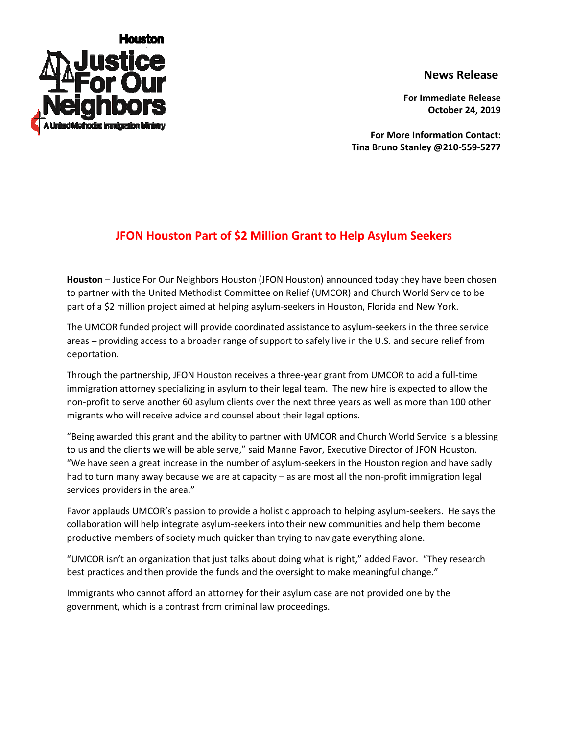Houston Justice For Our Neighbors
A United Methodist Immigration Ministry

**News Release**

**For Immediate Release**
**October 24, 2019**

**For More Information Contact:**
**Tina Bruno Stanley @210-559-5277**

## JFON Houston Part of $2 Million Grant to Help Asylum Seekers

**Houston** – Justice For Our Neighbors Houston (JFON Houston) announced today they have been chosen to partner with the United Methodist Committee on Relief (UMCOR) and Church World Service to be part of a $2 million project aimed at helping asylum-seekers in Houston, Florida and New York.

The UMCOR funded project will provide coordinated assistance to asylum-seekers in the three service areas – providing access to a broader range of support to safely live in the U.S. and secure relief from deportation.

Through the partnership, JFON Houston receives a three-year grant from UMCOR to add a full-time immigration attorney specializing in asylum to their legal team. The new hire is expected to allow the non-profit to serve another 60 asylum clients over the next three years as well as more than 100 other migrants who will receive advice and counsel about their legal options.

"Being awarded this grant and the ability to partner with UMCOR and Church World Service is a blessing to us and the clients we will be able serve," said Manne Favor, Executive Director of JFON Houston. "We have seen a great increase in the number of asylum-seekers in the Houston region and have sadly had to turn many away because we are at capacity – as are most all the non-profit immigration legal services providers in the area."

Favor applauds UMCOR's passion to provide a holistic approach to helping asylum-seekers. He says the collaboration will help integrate asylum-seekers into their new communities and help them become productive members of society much quicker than trying to navigate everything alone.

"UMCOR isn't an organization that just talks about doing what is right," added Favor. "They research best practices and then provide the funds and the oversight to make meaningful change."

Immigrants who cannot afford an attorney for their asylum case are not provided one by the government, which is a contrast from criminal law proceedings.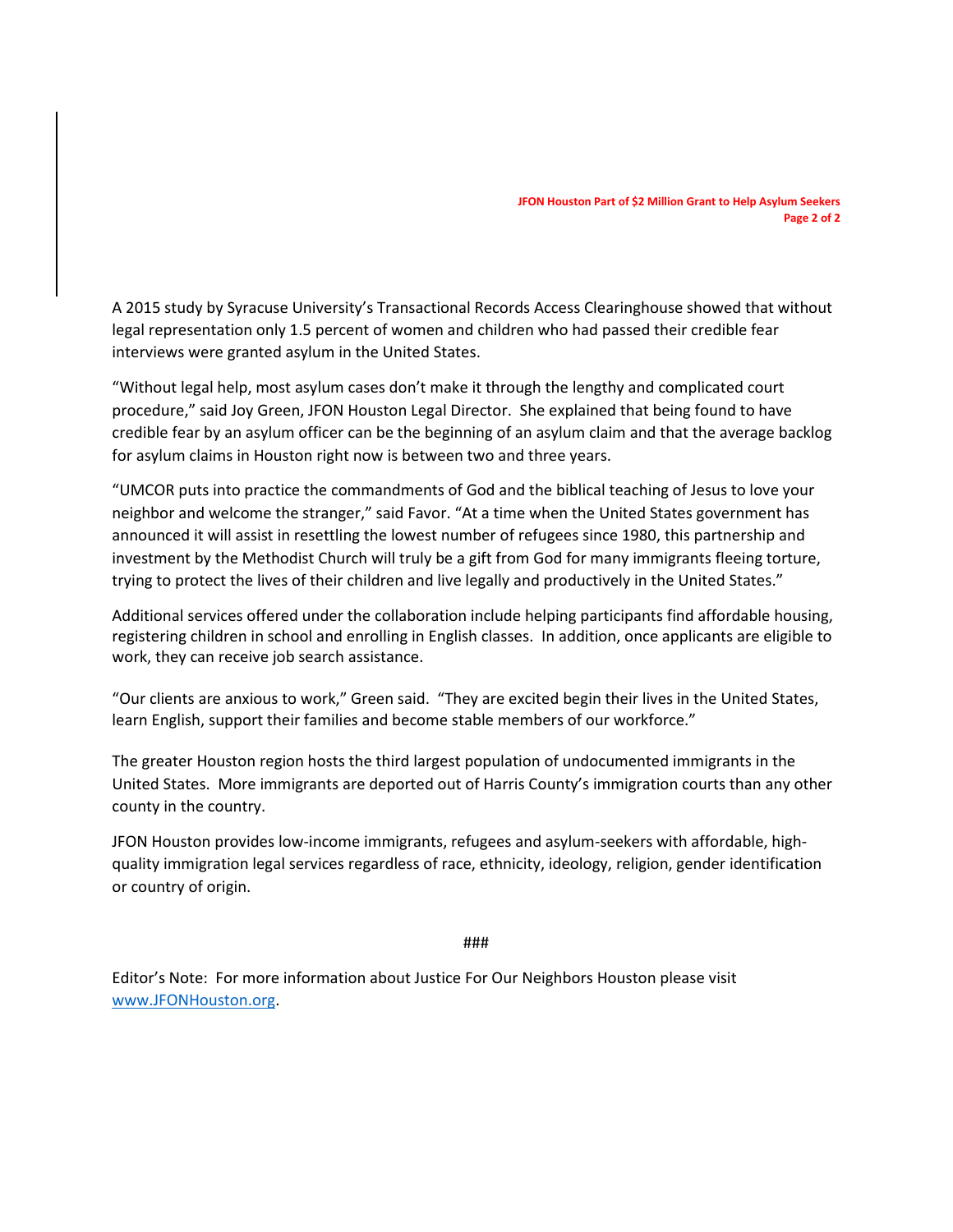A 2015 study by Syracuse University's Transactional Records Access Clearinghouse showed that without legal representation only 1.5 percent of women and children who had passed their credible fear interviews were granted asylum in the United States.

"Without legal help, most asylum cases don't make it through the lengthy and complicated court procedure," said Joy Green, JFON Houston Legal Director. She explained that being found to have credible fear by an asylum officer can be the beginning of an asylum claim and that the average backlog for asylum claims in Houston right now is between two and three years.

"UMCOR puts into practice the commandments of God and the biblical teaching of Jesus to love your neighbor and welcome the stranger," said Favor. "At a time when the United States government has announced it will assist in resettling the lowest number of refugees since 1980, this partnership and investment by the Methodist Church will truly be a gift from God for many immigrants fleeing torture, trying to protect the lives of their children and live legally and productively in the United States."

Additional services offered under the collaboration include helping participants find affordable housing, registering children in school and enrolling in English classes. In addition, once applicants are eligible to work, they can receive job search assistance.

"Our clients are anxious to work," Green said. "They are excited begin their lives in the United States, learn English, support their families and become stable members of our workforce."

The greater Houston region hosts the third largest population of undocumented immigrants in the United States. More immigrants are deported out of Harris County's immigration courts than any other county in the country.

JFON Houston provides low-income immigrants, refugees and asylum-seekers with affordable, high-quality immigration legal services regardless of race, ethnicity, ideology, religion, gender identification or country of origin.

###

Editor's Note: For more information about Justice For Our Neighbors Houston please visit www.JFONHouston.org.